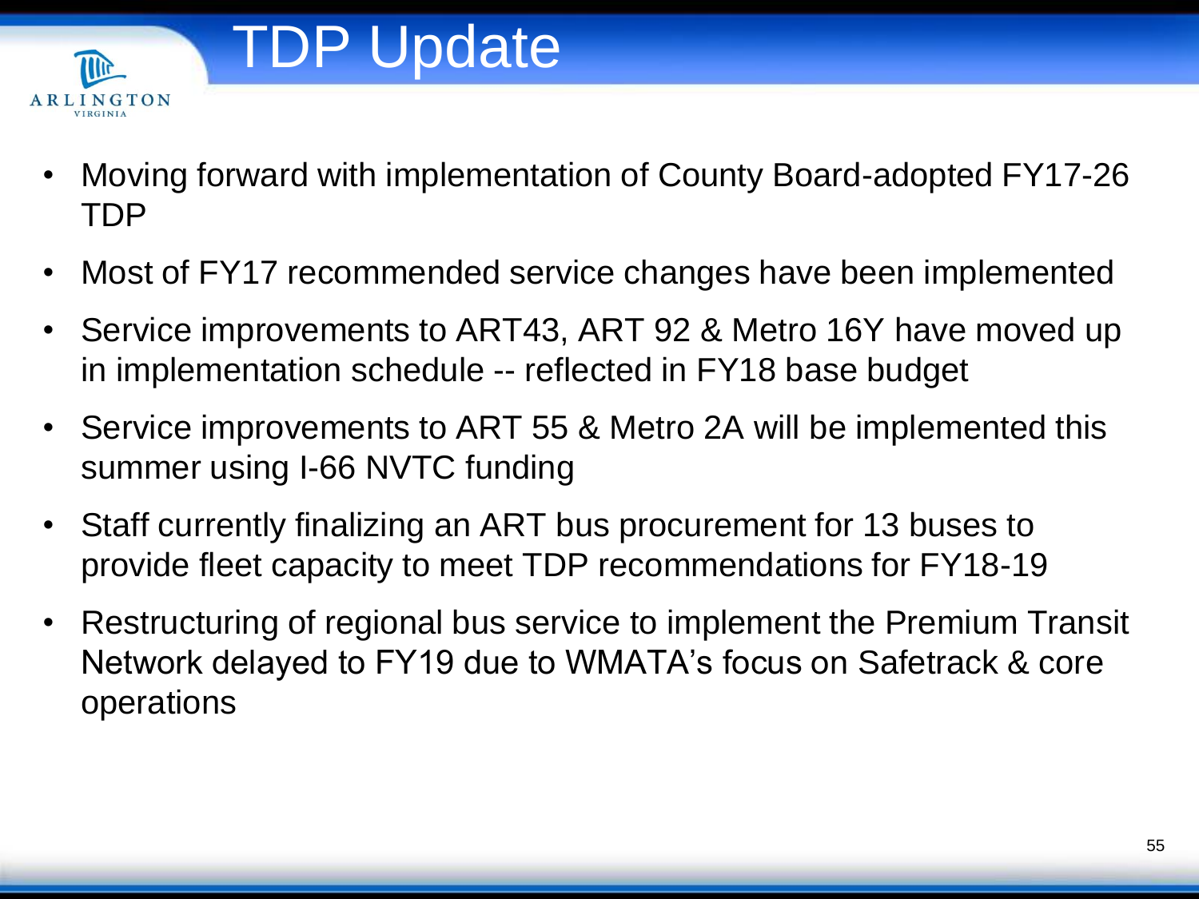# TDP Update

- Moving forward with implementation of County Board-adopted FY17-26 TDP
- Most of FY17 recommended service changes have been implemented
- Service improvements to ART43, ART 92 & Metro 16Y have moved up in implementation schedule -- reflected in FY18 base budget
- Service improvements to ART 55 & Metro 2A will be implemented this summer using I-66 NVTC funding
- Staff currently finalizing an ART bus procurement for 13 buses to provide fleet capacity to meet TDP recommendations for FY18-19
- Restructuring of regional bus service to implement the Premium Transit Network delayed to FY19 due to WMATA's focus on Safetrack & core operations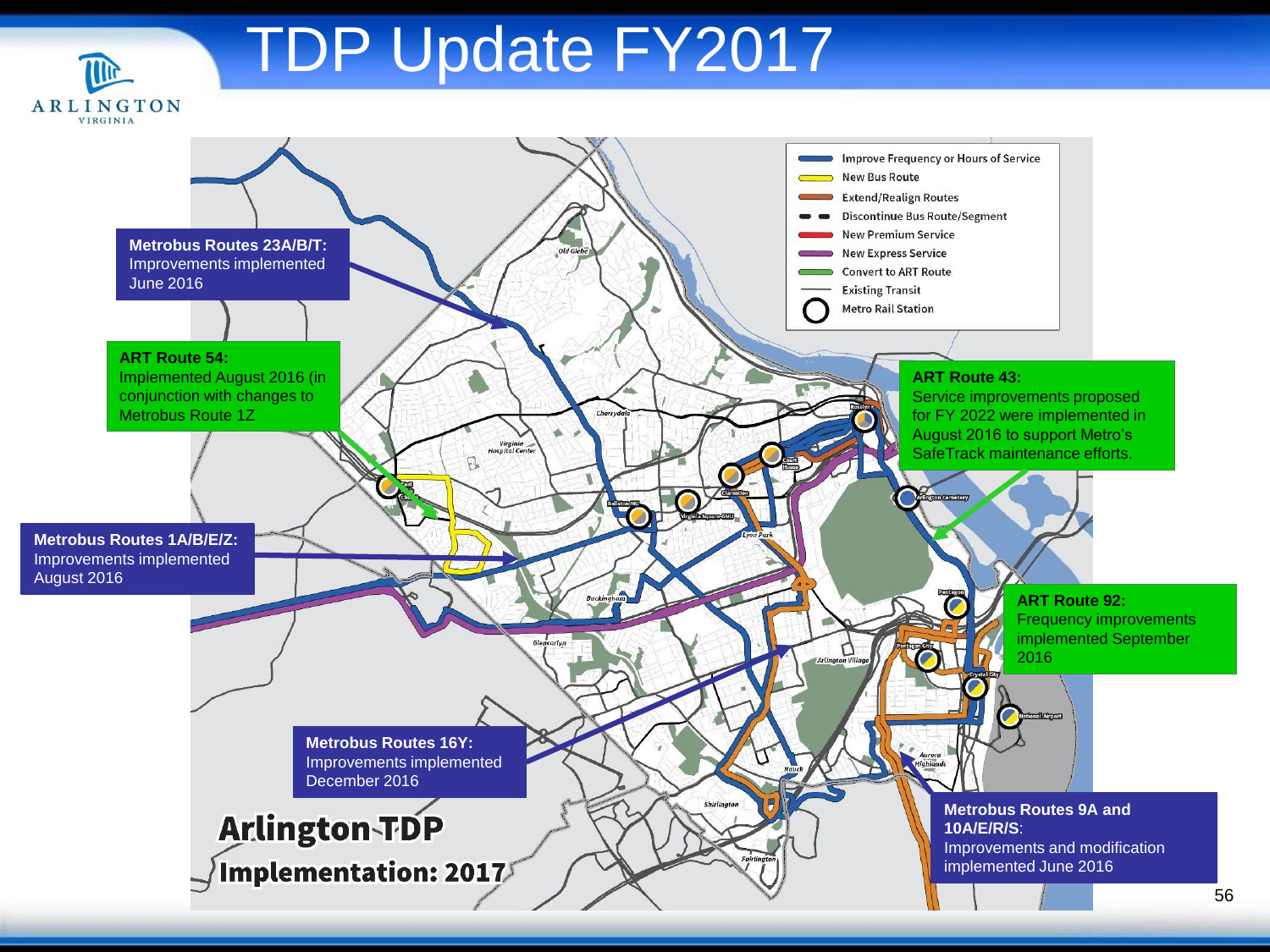# TDP Update FY2017

**Metrobus Routes 23A/B/T:** Improvements implemented June 2016

**ART Route 54:** Implemented August 2016 (in conjunction with changes to Metrobus Route 1Z

**Metrobus Routes 1A/B/E/Z:** Improvements implemented August 2016

**Metrobus Routes 16Y:** Improvements implemented December 2016

**ART Route 43:** Service improvements proposed for FY 2022 were implemented in August 2016 to support Metro's SafeTrack maintenance efforts.

**ART Route 92:** Frequency improvements implemented September 2016

**Metrobus Routes 9A and 10A/E/R/S**: Improvements and modification implemented June 2016

- Improve Frequency or Hours of Service
- New Bus Route
- Extend/Realign Routes
- Discontinue Bus Route/Segment
- New Premium Service
- New Express Service
- Convert to ART Route
- Existing Transit
- Metro Rail Station

**Arlington TDP Implementation: 2017**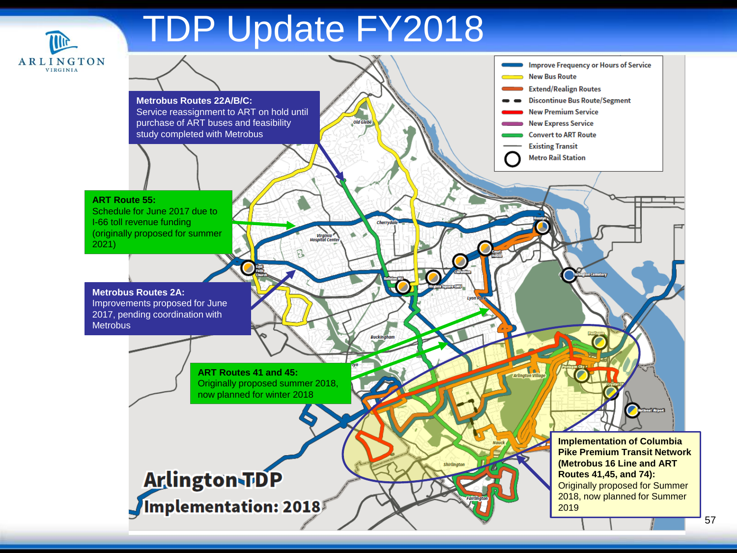# TDP Update FY2018

**Metrobus Routes 22A/B/C:**
Service reassignment to ART on hold until purchase of ART buses and feasibility study completed with Metrobus

**ART Route 55:**
Schedule for June 2017 due to I-66 toll revenue funding (originally proposed for summer 2021)

**Metrobus Routes 2A:**
Improvements proposed for June 2017, pending coordination with Metrobus

**ART Routes 41 and 45:**
Originally proposed summer 2018, now planned for winter 2018

**Implementation of Columbia Pike Premium Transit Network (Metrobus 16 Line and ART Routes 41,45, and 74):**
Originally proposed for Summer 2018, now planned for Summer 2019

Improve Frequency or Hours of Service
New Bus Route
Extend/Realign Routes
Discontinue Bus Route/Segment
New Premium Service
New Express Service
Convert to ART Route
Existing Transit
Metro Rail Station

**Arlington TDP Implementation: 2018**